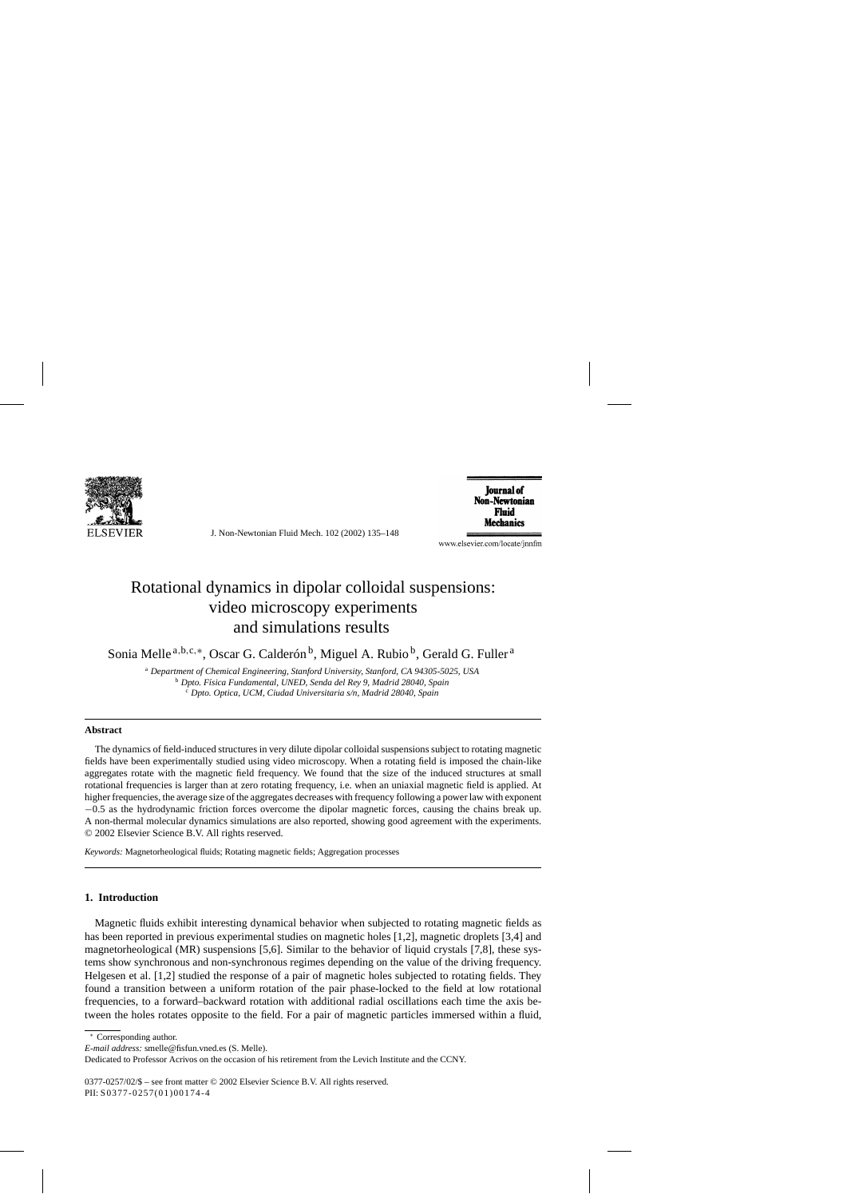# Rotational dynamics in dipolar colloidal suspensions: video microscopy experiments and simulations results

Sonia Melle [a,b,c,*], Oscar G. Calderón [b], Miguel A. Rubio [b], Gerald G. Fuller [a]

[a] *Department of Chemical Engineering, Stanford University, Stanford, CA 94305-5025, USA*
[b] *Dpto. Física Fundamental, UNED, Senda del Rey 9, Madrid 28040, Spain*
[c] *Dpto. Optica, UCM, Ciudad Universitaria s/n, Madrid 28040, Spain*

## Abstract

The dynamics of field-induced structures in very dilute dipolar colloidal suspensions subject to rotating magnetic fields have been experimentally studied using video microscopy. When a rotating field is imposed the chain-like aggregates rotate with the magnetic field frequency. We found that the size of the induced structures at small rotational frequencies is larger than at zero rotating frequency, i.e. when an uniaxial magnetic field is applied. At higher frequencies, the average size of the aggregates decreases with frequency following a power law with exponent −0.5 as the hydrodynamic friction forces overcome the dipolar magnetic forces, causing the chains break up. A non-thermal molecular dynamics simulations are also reported, showing good agreement with the experiments.
© 2002 Elsevier Science B.V. All rights reserved.

*Keywords:* Magnetorheological fluids; Rotating magnetic fields; Aggregation processes

## 1. Introduction

Magnetic fluids exhibit interesting dynamical behavior when subjected to rotating magnetic fields as has been reported in previous experimental studies on magnetic holes [1,2], magnetic droplets [3,4] and magnetorheological (MR) suspensions [5,6]. Similar to the behavior of liquid crystals [7,8], these systems show synchronous and non-synchronous regimes depending on the value of the driving frequency. Helgesen et al. [1,2] studied the response of a pair of magnetic holes subjected to rotating fields. They found a transition between a uniform rotation of the pair phase-locked to the field at low rotational frequencies, to a forward–backward rotation with additional radial oscillations each time the axis between the holes rotates opposite to the field. For a pair of magnetic particles immersed within a fluid,

* Corresponding author.
*E-mail address:* smelle@fisfun.uned.es (S. Melle).
Dedicated to Professor Acrivos on the occasion of his retirement from the Levich Institute and the CCNY.

0377-0257/02/$ – see front matter © 2002 Elsevier Science B.V. All rights reserved.
PII: S0377-0257(01)00174-4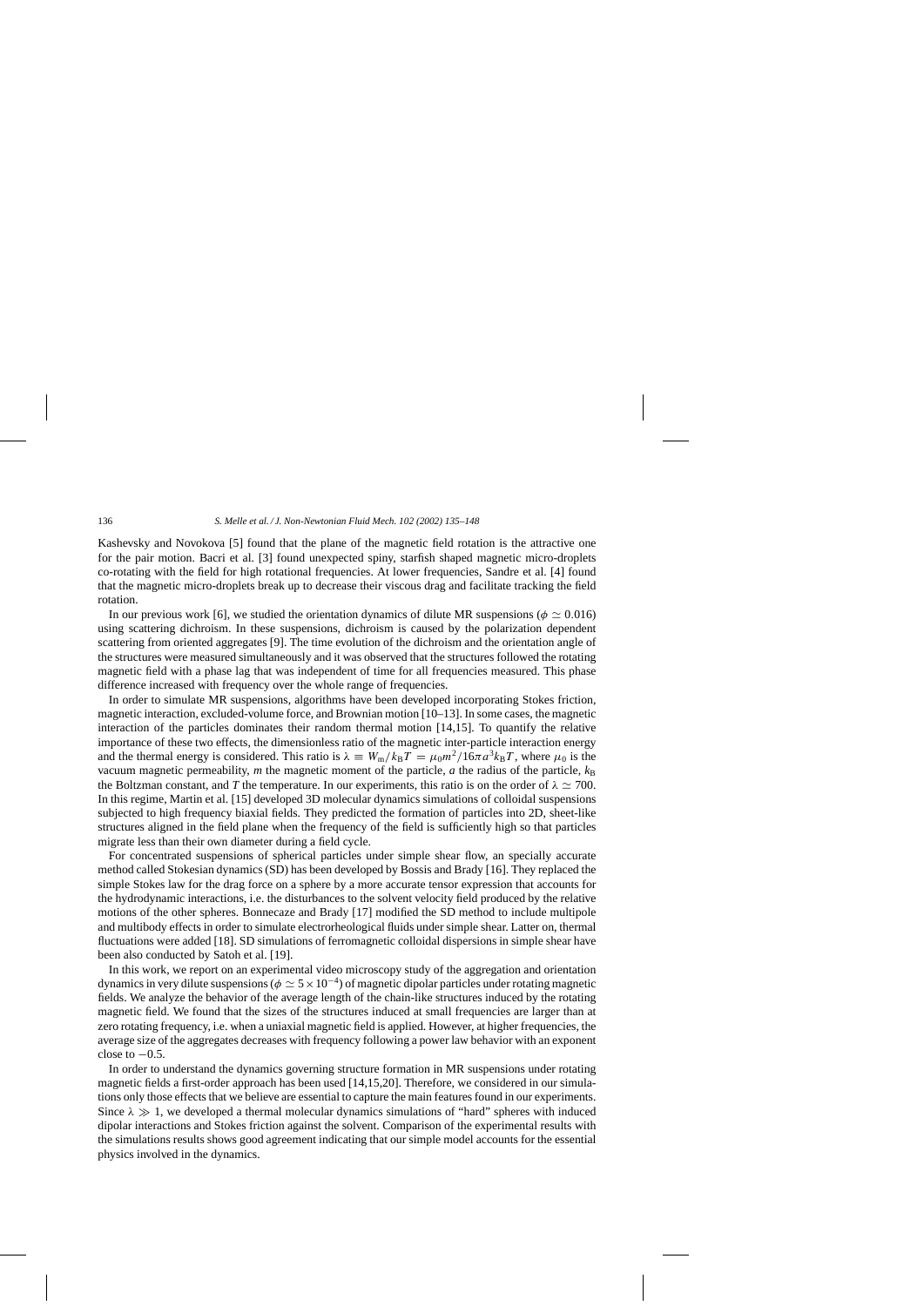Kashevsky and Novokova [5] found that the plane of the magnetic field rotation is the attractive one for the pair motion. Bacri et al. [3] found unexpected spiny, starfish shaped magnetic micro-droplets co-rotating with the field for high rotational frequencies. At lower frequencies, Sandre et al. [4] found that the magnetic micro-droplets break up to decrease their viscous drag and facilitate tracking the field rotation.

In our previous work [6], we studied the orientation dynamics of dilute MR suspensions ($\phi \simeq 0.016$) using scattering dichroism. In these suspensions, dichroism is caused by the polarization dependent scattering from oriented aggregates [9]. The time evolution of the dichroism and the orientation angle of the structures were measured simultaneously and it was observed that the structures followed the rotating magnetic field with a phase lag that was independent of time for all frequencies measured. This phase difference increased with frequency over the whole range of frequencies.

In order to simulate MR suspensions, algorithms have been developed incorporating Stokes friction, magnetic interaction, excluded-volume force, and Brownian motion [10–13]. In some cases, the magnetic interaction of the particles dominates their random thermal motion [14,15]. To quantify the relative importance of these two effects, the dimensionless ratio of the magnetic inter-particle interaction energy and the thermal energy is considered. This ratio is $\lambda \equiv W_m/k_B T = \mu_0 m^2/16\pi a^3 k_B T$, where $\mu_0$ is the vacuum magnetic permeability, $m$ the magnetic moment of the particle, $a$ the radius of the particle, $k_B$ the Boltzman constant, and $T$ the temperature. In our experiments, this ratio is on the order of $\lambda \simeq 700$. In this regime, Martin et al. [15] developed 3D molecular dynamics simulations of colloidal suspensions subjected to high frequency biaxial fields. They predicted the formation of particles into 2D, sheet-like structures aligned in the field plane when the frequency of the field is sufficiently high so that particles migrate less than their own diameter during a field cycle.

For concentrated suspensions of spherical particles under simple shear flow, an specially accurate method called Stokesian dynamics (SD) has been developed by Bossis and Brady [16]. They replaced the simple Stokes law for the drag force on a sphere by a more accurate tensor expression that accounts for the hydrodynamic interactions, i.e. the disturbances to the solvent velocity field produced by the relative motions of the other spheres. Bonnecaze and Brady [17] modified the SD method to include multipole and multibody effects in order to simulate electrorheological fluids under simple shear. Latter on, thermal fluctuations were added [18]. SD simulations of ferromagnetic colloidal dispersions in simple shear have been also conducted by Satoh et al. [19].

In this work, we report on an experimental video microscopy study of the aggregation and orientation dynamics in very dilute suspensions ($\phi \simeq 5 \times 10^{-4}$) of magnetic dipolar particles under rotating magnetic fields. We analyze the behavior of the average length of the chain-like structures induced by the rotating magnetic field. We found that the sizes of the structures induced at small frequencies are larger than at zero rotating frequency, i.e. when a uniaxial magnetic field is applied. However, at higher frequencies, the average size of the aggregates decreases with frequency following a power law behavior with an exponent close to $-0.5$.

In order to understand the dynamics governing structure formation in MR suspensions under rotating magnetic fields a first-order approach has been used [14,15,20]. Therefore, we considered in our simulations only those effects that we believe are essential to capture the main features found in our experiments. Since $\lambda \gg 1$, we developed a thermal molecular dynamics simulations of "hard" spheres with induced dipolar interactions and Stokes friction against the solvent. Comparison of the experimental results with the simulations results shows good agreement indicating that our simple model accounts for the essential physics involved in the dynamics.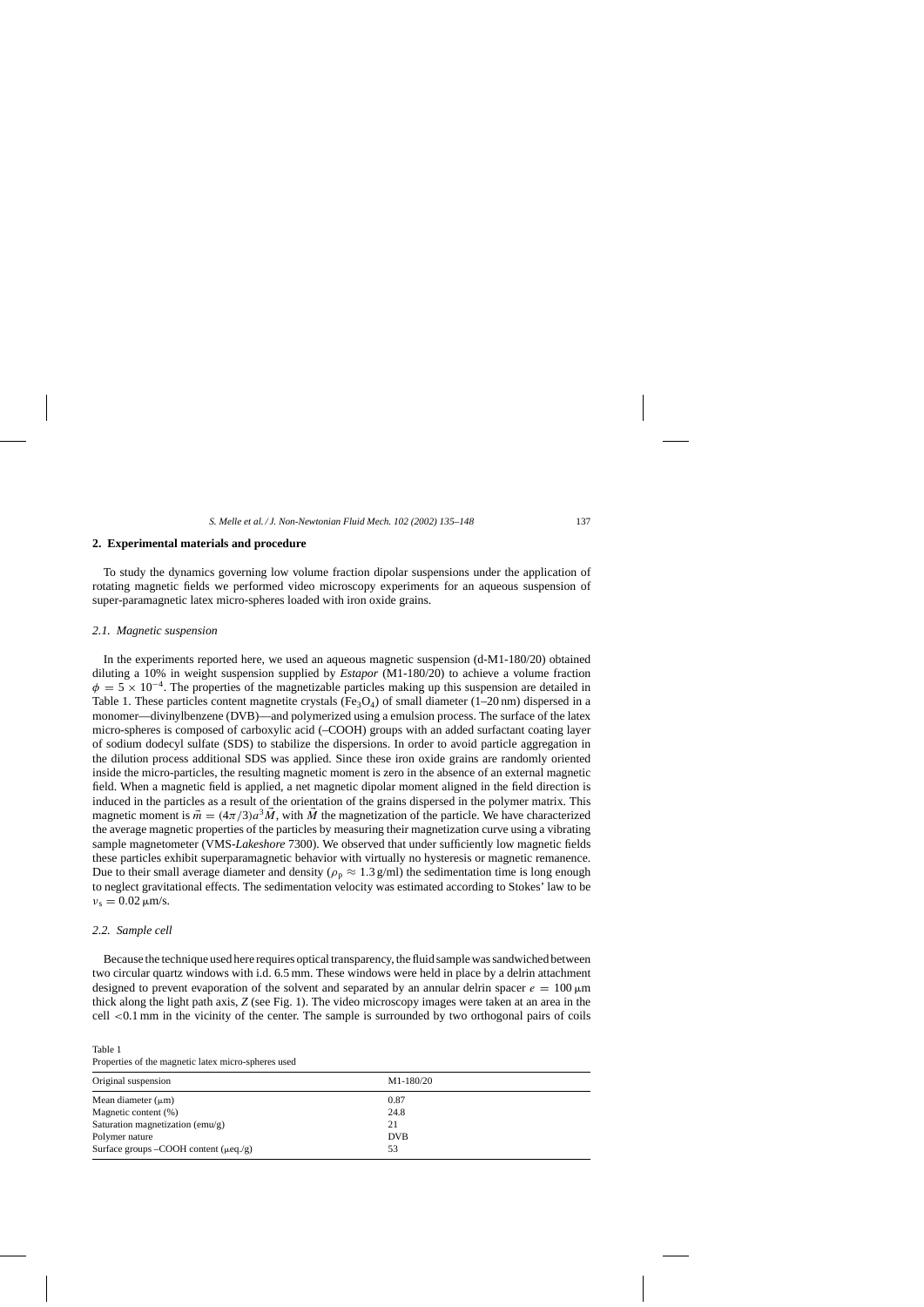## 2. Experimental materials and procedure

To study the dynamics governing low volume fraction dipolar suspensions under the application of rotating magnetic fields we performed video microscopy experiments for an aqueous suspension of super-paramagnetic latex micro-spheres loaded with iron oxide grains.

### 2.1. Magnetic suspension

In the experiments reported here, we used an aqueous magnetic suspension (d-M1-180/20) obtained diluting a 10% in weight suspension supplied by *Estapor* (M1-180/20) to achieve a volume fraction $\phi = 5 \times 10^{-4}$. The properties of the magnetizable particles making up this suspension are detailed in Table 1. These particles content magnetite crystals ($Fe_3O_4$) of small diameter (1–20 nm) dispersed in a monomer—divinylbenzene (DVB)—and polymerized using a emulsion process. The surface of the latex micro-spheres is composed of carboxylic acid (–COOH) groups with an added surfactant coating layer of sodium dodecyl sulfate (SDS) to stabilize the dispersions. In order to avoid particle aggregation in the dilution process additional SDS was applied. Since these iron oxide grains are randomly oriented inside the micro-particles, the resulting magnetic moment is zero in the absence of an external magnetic field. When a magnetic field is applied, a net magnetic dipolar moment aligned in the field direction is induced in the particles as a result of the orientation of the grains dispersed in the polymer matrix. This magnetic moment is $\vec{m} = (4\pi/3)a^3\vec{M}$, with $\vec{M}$ the magnetization of the particle. We have characterized the average magnetic properties of the particles by measuring their magnetization curve using a vibrating sample magnetometer (VMS-*Lakeshore* 7300). We observed that under sufficiently low magnetic fields these particles exhibit superparamagnetic behavior with virtually no hysteresis or magnetic remanence. Due to their small average diameter and density ($\rho_p \approx 1.3$ g/ml) the sedimentation time is long enough to neglect gravitational effects. The sedimentation velocity was estimated according to Stokes' law to be $v_s = 0.02\,\mu$m/s.

### 2.2. Sample cell

Because the technique used here requires optical transparency, the fluid sample was sandwiched between two circular quartz windows with i.d. 6.5 mm. These windows were held in place by a delrin attachment designed to prevent evaporation of the solvent and separated by an annular delrin spacer $e = 100\,\mu$m thick along the light path axis, $Z$ (see Fig. 1). The video microscopy images were taken at an area in the cell <0.1 mm in the vicinity of the center. The sample is surrounded by two orthogonal pairs of coils

Table 1
Properties of the magnetic latex micro-spheres used

| Original suspension | M1-180/20 |
|---|---|
| Mean diameter (μm) | 0.87 |
| Magnetic content (%) | 24.8 |
| Saturation magnetization (emu/g) | 21 |
| Polymer nature | DVB |
| Surface groups –COOH content (μeq./g) | 53 |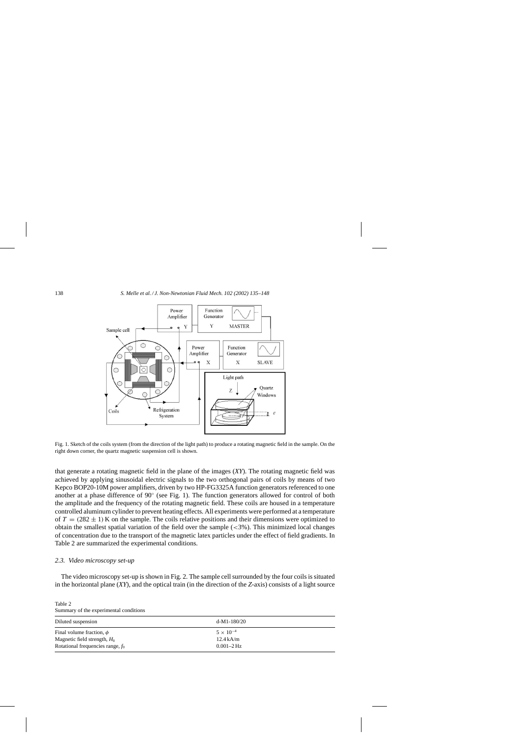Fig. 1. Sketch of the coils system (from the direction of the light path) to produce a rotating magnetic field in the sample. On the right down corner, the quartz magnetic suspension cell is shown.

that generate a rotating magnetic field in the plane of the images (*XY*). The rotating magnetic field was achieved by applying sinusoidal electric signals to the two orthogonal pairs of coils by means of two Kepco BOP20-10M power amplifiers, driven by two HP-FG3325A function generators referenced to one another at a phase difference of 90° (see Fig. 1). The function generators allowed for control of both the amplitude and the frequency of the rotating magnetic field. These coils are housed in a temperature controlled aluminum cylinder to prevent heating effects. All experiments were performed at a temperature of $T = (282 \pm 1)$ K on the sample. The coils relative positions and their dimensions were optimized to obtain the smallest spatial variation of the field over the sample (<3%). This minimized local changes of concentration due to the transport of the magnetic latex particles under the effect of field gradients. In Table 2 are summarized the experimental conditions.

### *2.3. Video microscopy set-up*

The video microscopy set-up is shown in Fig. 2. The sample cell surrounded by the four coils is situated in the horizontal plane (*XY*), and the optical train (in the direction of the *Z*-axis) consists of a light source

Table 2
Summary of the experimental conditions

| Diluted suspension | d-M1-180/20 |
|---|---|
| Final volume fraction, $\phi$ | $5 \times 10^{-4}$ |
| Magnetic field strength, $H_0$ | 12.4 kA/m |
| Rotational frequencies range, $f_0$ | 0.001–2 Hz |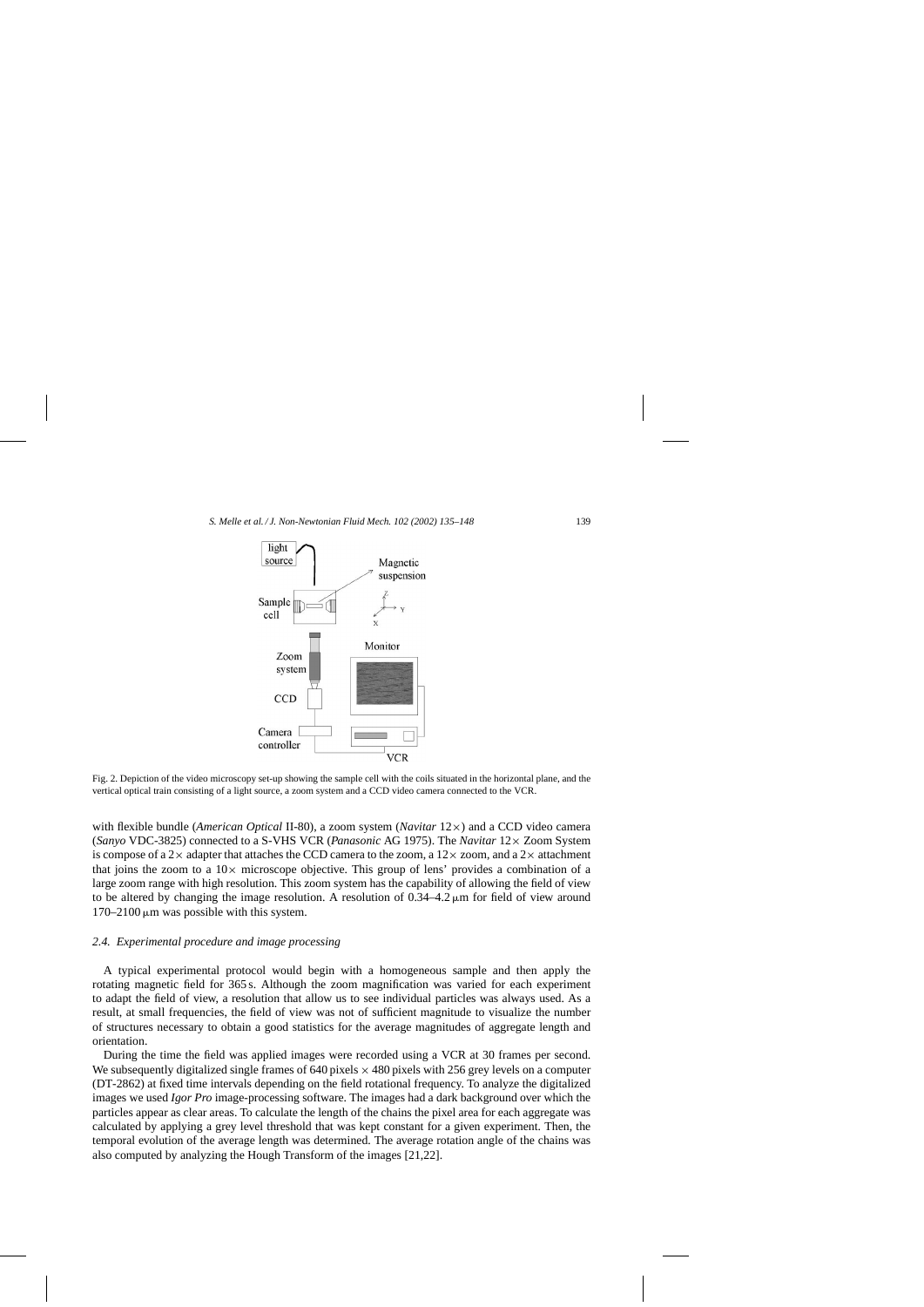Fig. 2. Depiction of the video microscopy set-up showing the sample cell with the coils situated in the horizontal plane, and the vertical optical train consisting of a light source, a zoom system and a CCD video camera connected to the VCR.

with flexible bundle (*American Optical* II-80), a zoom system (*Navitar* 12×) and a CCD video camera (*Sanyo* VDC-3825) connected to a S-VHS VCR (*Panasonic* AG 1975). The *Navitar* 12× Zoom System is compose of a 2× adapter that attaches the CCD camera to the zoom, a 12× zoom, and a 2× attachment that joins the zoom to a 10× microscope objective. This group of lens' provides a combination of a large zoom range with high resolution. This zoom system has the capability of allowing the field of view to be altered by changing the image resolution. A resolution of 0.34–4.2 μm for field of view around 170–2100 μm was possible with this system.

### 2.4. Experimental procedure and image processing

A typical experimental protocol would begin with a homogeneous sample and then apply the rotating magnetic field for 365 s. Although the zoom magnification was varied for each experiment to adapt the field of view, a resolution that allow us to see individual particles was always used. As a result, at small frequencies, the field of view was not of sufficient magnitude to visualize the number of structures necessary to obtain a good statistics for the average magnitudes of aggregate length and orientation.

During the time the field was applied images were recorded using a VCR at 30 frames per second. We subsequently digitalized single frames of 640 pixels × 480 pixels with 256 grey levels on a computer (DT-2862) at fixed time intervals depending on the field rotational frequency. To analyze the digitalized images we used *Igor Pro* image-processing software. The images had a dark background over which the particles appear as clear areas. To calculate the length of the chains the pixel area for each aggregate was calculated by applying a grey level threshold that was kept constant for a given experiment. Then, the temporal evolution of the average length was determined. The average rotation angle of the chains was also computed by analyzing the Hough Transform of the images [21,22].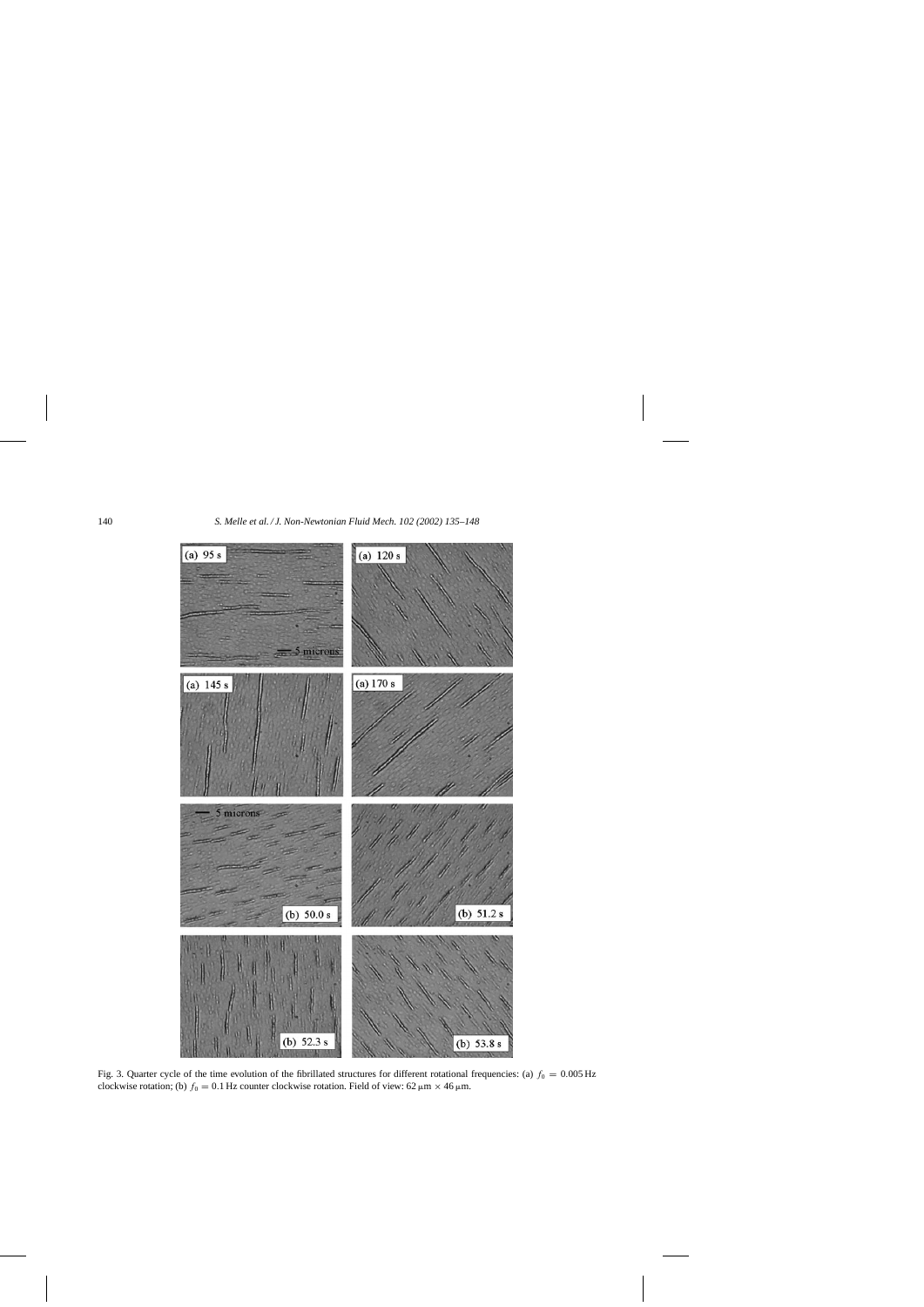Fig. 3. Quarter cycle of the time evolution of the fibrillated structures for different rotational frequencies: (a) $f_0 = 0.005$ Hz clockwise rotation; (b) $f_0 = 0.1$ Hz counter clockwise rotation. Field of view: $62\,\mu\text{m} \times 46\,\mu\text{m}$.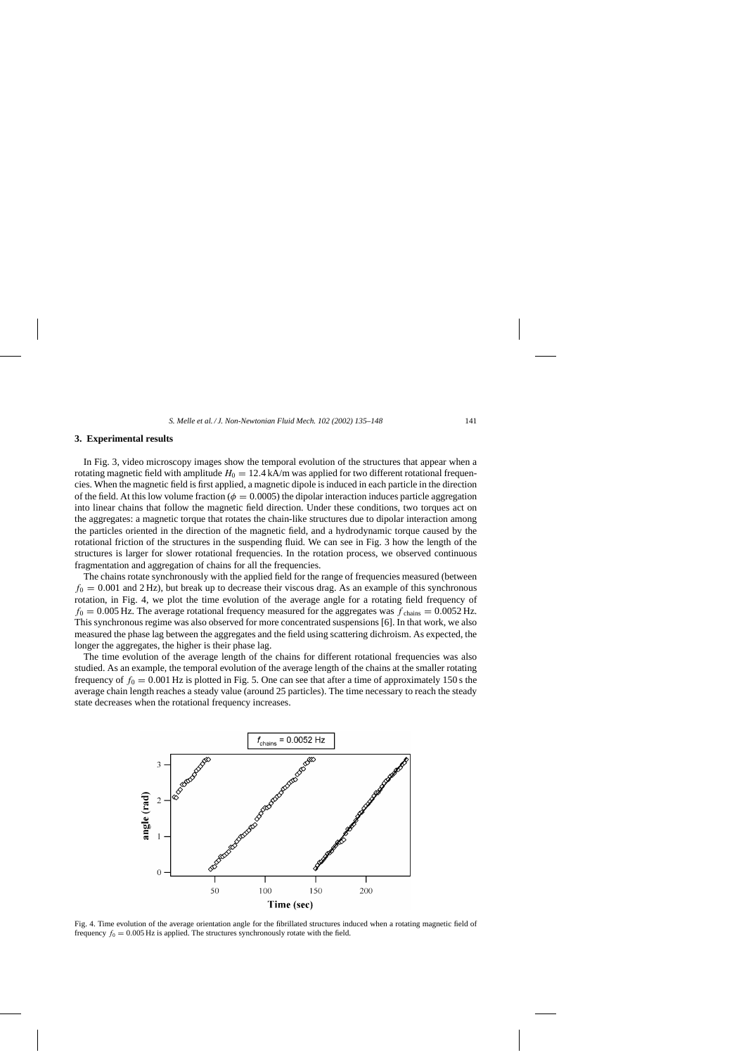## 3. Experimental results

In Fig. 3, video microscopy images show the temporal evolution of the structures that appear when a rotating magnetic field with amplitude $H_0 = 12.4$ kA/m was applied for two different rotational frequencies. When the magnetic field is first applied, a magnetic dipole is induced in each particle in the direction of the field. At this low volume fraction ($\phi = 0.0005$) the dipolar interaction induces particle aggregation into linear chains that follow the magnetic field direction. Under these conditions, two torques act on the aggregates: a magnetic torque that rotates the chain-like structures due to dipolar interaction among the particles oriented in the direction of the magnetic field, and a hydrodynamic torque caused by the rotational friction of the structures in the suspending fluid. We can see in Fig. 3 how the length of the structures is larger for slower rotational frequencies. In the rotation process, we observed continuous fragmentation and aggregation of chains for all the frequencies.

The chains rotate synchronously with the applied field for the range of frequencies measured (between $f_0 = 0.001$ and 2 Hz), but break up to decrease their viscous drag. As an example of this synchronous rotation, in Fig. 4, we plot the time evolution of the average angle for a rotating field frequency of $f_0 = 0.005$ Hz. The average rotational frequency measured for the aggregates was $f_{\text{chains}} = 0.0052$ Hz. This synchronous regime was also observed for more concentrated suspensions [6]. In that work, we also measured the phase lag between the aggregates and the field using scattering dichroism. As expected, the longer the aggregates, the higher is their phase lag.

The time evolution of the average length of the chains for different rotational frequencies was also studied. As an example, the temporal evolution of the average length of the chains at the smaller rotating frequency of $f_0 = 0.001$ Hz is plotted in Fig. 5. One can see that after a time of approximately 150 s the average chain length reaches a steady value (around 25 particles). The time necessary to reach the steady state decreases when the rotational frequency increases.

Fig. 4. Time evolution of the average orientation angle for the fibrillated structures induced when a rotating magnetic field of frequency $f_0 = 0.005$ Hz is applied. The structures synchronously rotate with the field.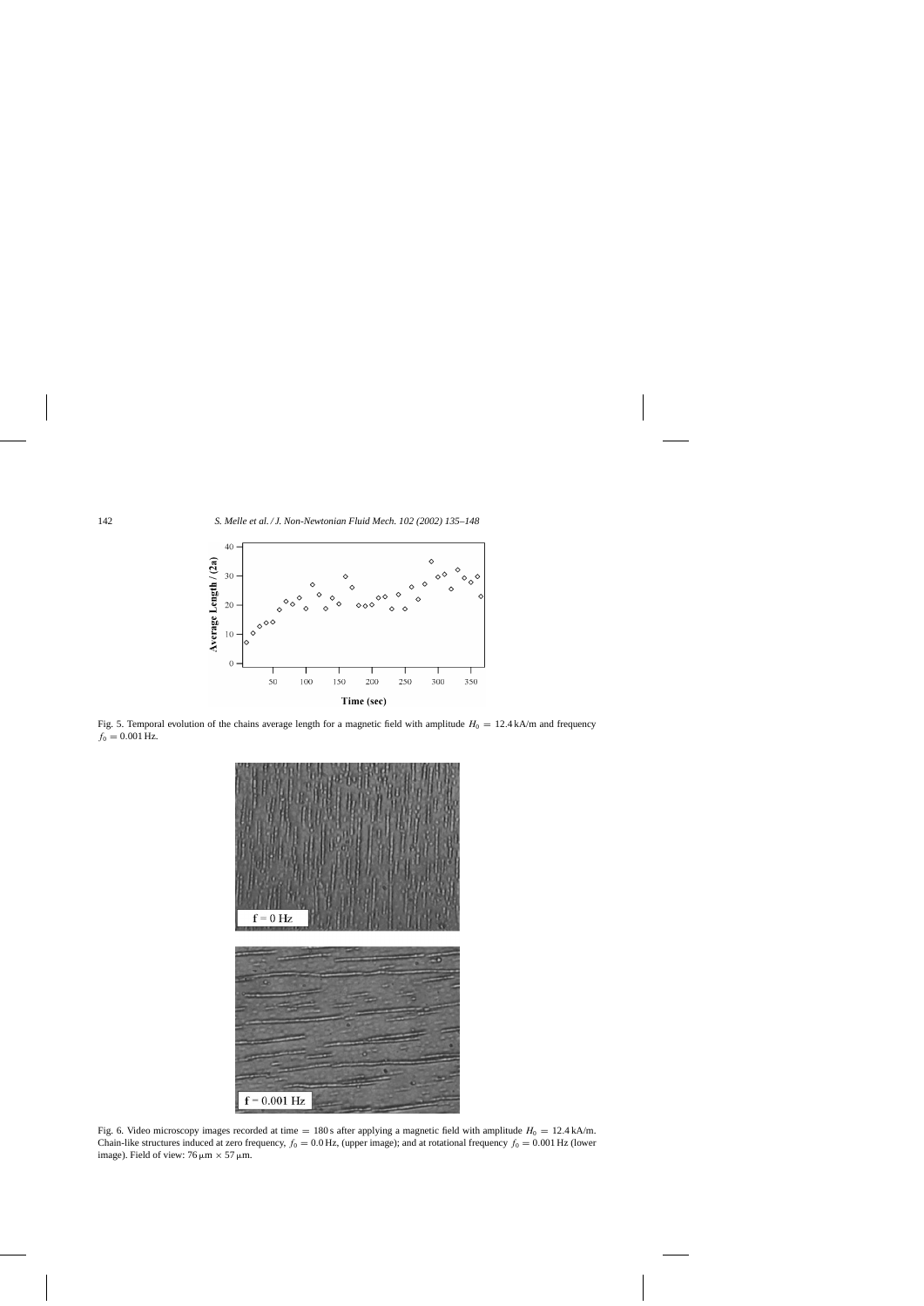Fig. 5. Temporal evolution of the chains average length for a magnetic field with amplitude $H_0 = 12.4\,\text{kA/m}$ and frequency $f_0 = 0.001\,\text{Hz}$.

Fig. 6. Video microscopy images recorded at time $= 180\,\text{s}$ after applying a magnetic field with amplitude $H_0 = 12.4\,\text{kA/m}$. Chain-like structures induced at zero frequency, $f_0 = 0.0\,\text{Hz}$, (upper image); and at rotational frequency $f_0 = 0.001\,\text{Hz}$ (lower image). Field of view: $76\,\mu\text{m} \times 57\,\mu\text{m}$.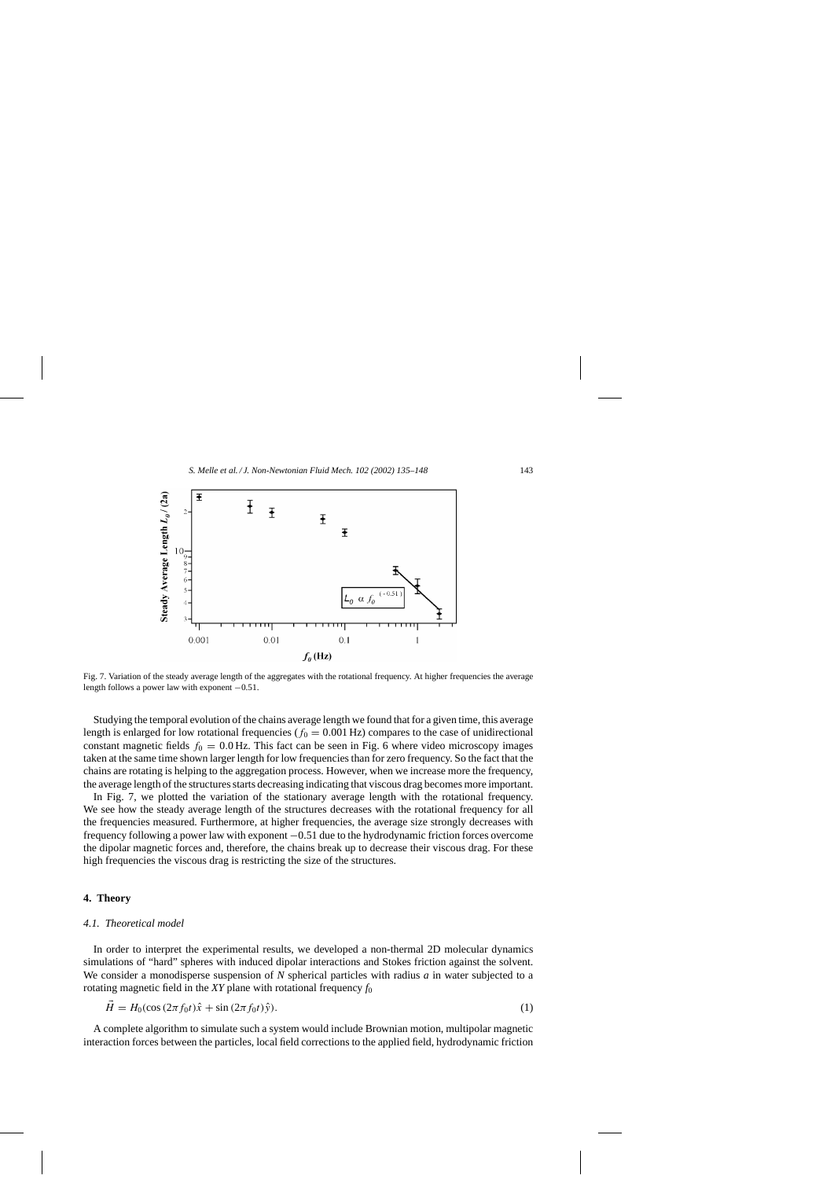Fig. 7. Variation of the steady average length of the aggregates with the rotational frequency. At higher frequencies the average length follows a power law with exponent −0.51.

Studying the temporal evolution of the chains average length we found that for a given time, this average length is enlarged for low rotational frequencies ($f_0 = 0.001$ Hz) compares to the case of unidirectional constant magnetic fields $f_0 = 0.0$ Hz. This fact can be seen in Fig. 6 where video microscopy images taken at the same time shown larger length for low frequencies than for zero frequency. So the fact that the chains are rotating is helping to the aggregation process. However, when we increase more the frequency, the average length of the structures starts decreasing indicating that viscous drag becomes more important.

In Fig. 7, we plotted the variation of the stationary average length with the rotational frequency. We see how the steady average length of the structures decreases with the rotational frequency for all the frequencies measured. Furthermore, at higher frequencies, the average size strongly decreases with frequency following a power law with exponent −0.51 due to the hydrodynamic friction forces overcome the dipolar magnetic forces and, therefore, the chains break up to decrease their viscous drag. For these high frequencies the viscous drag is restricting the size of the structures.

## 4. Theory

### 4.1. Theoretical model

In order to interpret the experimental results, we developed a non-thermal 2D molecular dynamics simulations of "hard" spheres with induced dipolar interactions and Stokes friction against the solvent. We consider a monodisperse suspension of $N$ spherical particles with radius $a$ in water subjected to a rotating magnetic field in the $XY$ plane with rotational frequency $f_0$

$$\vec{H} = H_0(\cos(2\pi f_0 t)\hat{x} + \sin(2\pi f_0 t)\hat{y}). \tag{1}$$

A complete algorithm to simulate such a system would include Brownian motion, multipolar magnetic interaction forces between the particles, local field corrections to the applied field, hydrodynamic friction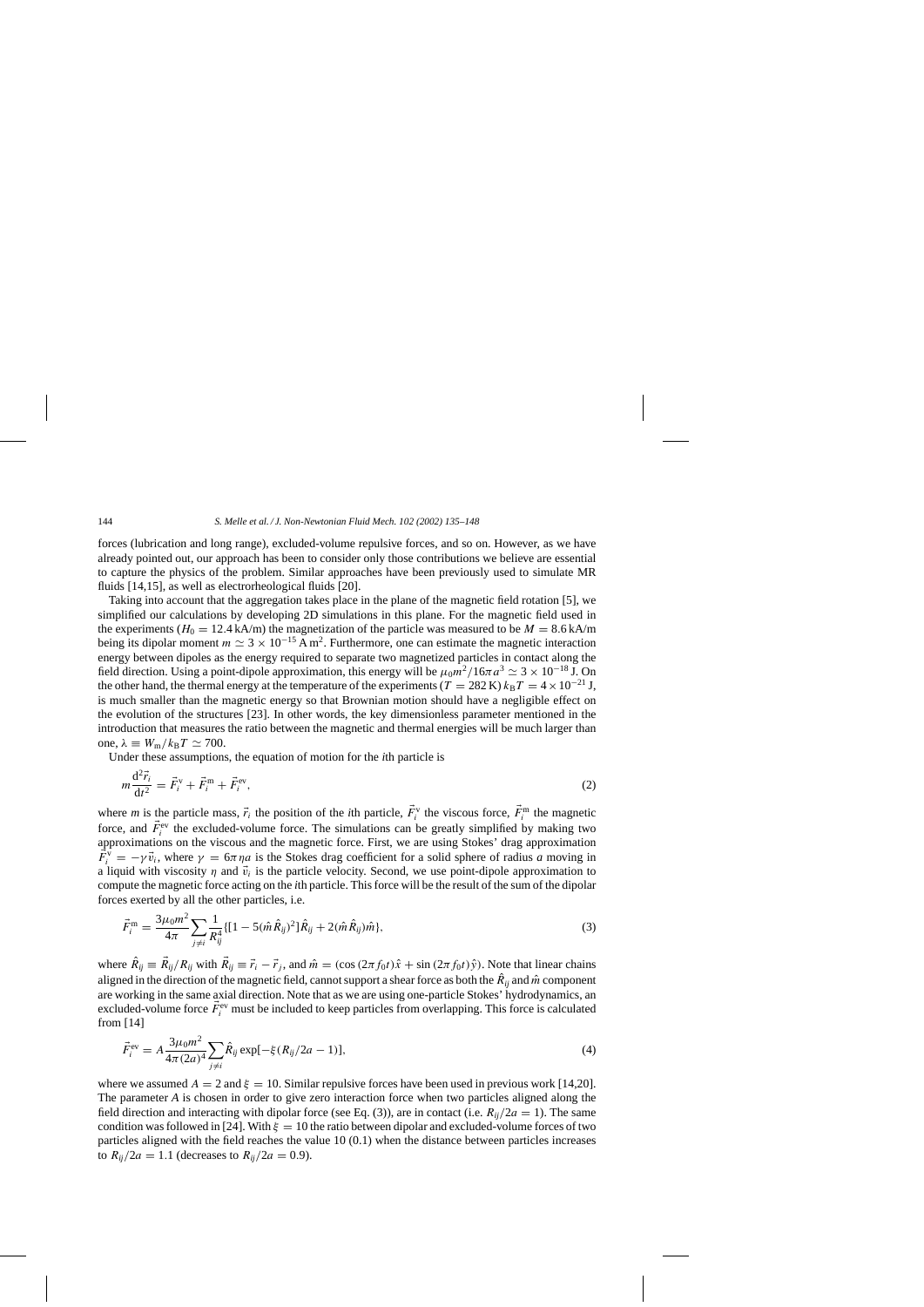forces (lubrication and long range), excluded-volume repulsive forces, and so on. However, as we have already pointed out, our approach has been to consider only those contributions we believe are essential to capture the physics of the problem. Similar approaches have been previously used to simulate MR fluids [14,15], as well as electrorheological fluids [20].

Taking into account that the aggregation takes place in the plane of the magnetic field rotation [5], we simplified our calculations by developing 2D simulations in this plane. For the magnetic field used in the experiments ($H_0 = 12.4\,\mathrm{kA/m}$) the magnetization of the particle was measured to be $M = 8.6\,\mathrm{kA/m}$ being its dipolar moment $m \simeq 3 \times 10^{-15}\,\mathrm{A\,m^2}$. Furthermore, one can estimate the magnetic interaction energy between dipoles as the energy required to separate two magnetized particles in contact along the field direction. Using a point-dipole approximation, this energy will be $\mu_0 m^2/16\pi a^3 \simeq 3 \times 10^{-18}\,\mathrm{J}$. On the other hand, the thermal energy at the temperature of the experiments ($T = 282\,\mathrm{K}$) $k_\mathrm{B}T = 4 \times 10^{-21}\,\mathrm{J}$, is much smaller than the magnetic energy so that Brownian motion should have a negligible effect on the evolution of the structures [23]. In other words, the key dimensionless parameter mentioned in the introduction that measures the ratio between the magnetic and thermal energies will be much larger than one, $\lambda \equiv W_\mathrm{m}/k_\mathrm{B}T \simeq 700$.

Under these assumptions, the equation of motion for the $i$th particle is

$$m\frac{\mathrm{d}^2\vec{r}_i}{\mathrm{d}t^2} = \vec{F}_i^{\mathrm{v}} + \vec{F}_i^{\mathrm{m}} + \vec{F}_i^{\mathrm{ev}}, \tag{2}$$

where $m$ is the particle mass, $\vec{r}_i$ the position of the $i$th particle, $\vec{F}_i^{\mathrm{v}}$ the viscous force, $\vec{F}_i^{\mathrm{m}}$ the magnetic force, and $\vec{F}_i^{\mathrm{ev}}$ the excluded-volume force. The simulations can be greatly simplified by making two approximations on the viscous and the magnetic force. First, we are using Stokes' drag approximation $\vec{F}_i^{\mathrm{v}} = -\gamma\vec{v}_i$, where $\gamma = 6\pi\eta a$ is the Stokes drag coefficient for a solid sphere of radius $a$ moving in a liquid with viscosity $\eta$ and $\vec{v}_i$ is the particle velocity. Second, we use point-dipole approximation to compute the magnetic force acting on the $i$th particle. This force will be the result of the sum of the dipolar forces exerted by all the other particles, i.e.

$$\vec{F}_i^{\mathrm{m}} = \frac{3\mu_0 m^2}{4\pi}\sum_{j\neq i}\frac{1}{R_{ij}^4}\{[1 - 5(\hat{m}\hat{R}_{ij})^2]\hat{R}_{ij} + 2(\hat{m}\hat{R}_{ij})\hat{m}\}, \tag{3}$$

where $\hat{R}_{ij} \equiv \vec{R}_{ij}/R_{ij}$ with $\vec{R}_{ij} \equiv \vec{r}_i - \vec{r}_j$, and $\hat{m} = (\cos(2\pi f_0 t)\hat{x} + \sin(2\pi f_0 t)\hat{y})$. Note that linear chains aligned in the direction of the magnetic field, cannot support a shear force as both the $\hat{R}_{ij}$ and $\hat{m}$ component are working in the same axial direction. Note that as we are using one-particle Stokes' hydrodynamics, an excluded-volume force $\vec{F}_i^{\mathrm{ev}}$ must be included to keep particles from overlapping. This force is calculated from [14]

$$\vec{F}_i^{\mathrm{ev}} = A\frac{3\mu_0 m^2}{4\pi(2a)^4}\sum_{j\neq i}\hat{R}_{ij}\exp[-\xi(R_{ij}/2a - 1)], \tag{4}$$

where we assumed $A = 2$ and $\xi = 10$. Similar repulsive forces have been used in previous work [14,20]. The parameter $A$ is chosen in order to give zero interaction force when two particles aligned along the field direction and interacting with dipolar force (see Eq. (3)), are in contact (i.e. $R_{ij}/2a = 1$). The same condition was followed in [24]. With $\xi = 10$ the ratio between dipolar and excluded-volume forces of two particles aligned with the field reaches the value 10 (0.1) when the distance between particles increases to $R_{ij}/2a = 1.1$ (decreases to $R_{ij}/2a = 0.9$).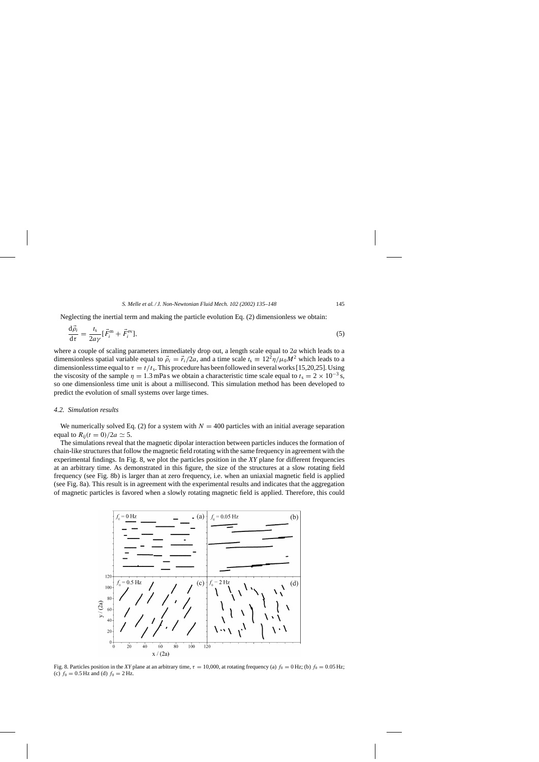Neglecting the inertial term and making the particle evolution Eq. (2) dimensionless we obtain:

$$\frac{d\vec{\rho}_i}{d\tau} = \frac{t_s}{2a\gamma}[\vec{F}_i^m + \vec{F}_i^{ev}], \tag{5}$$

where a couple of scaling parameters immediately drop out, a length scale equal to $2a$ which leads to a dimensionless spatial variable equal to $\vec{\rho}_i = \vec{r}_i/2a$, and a time scale $t_s \equiv 12^2\eta/\mu_0 M^2$ which leads to a dimensionless time equal to $\tau = t/t_s$. This procedure has been followed in several works [15,20,25]. Using the viscosity of the sample $\eta = 1.3$ mPa s we obtain a characteristic time scale equal to $t_s = 2 \times 10^{-3}$ s, so one dimensionless time unit is about a millisecond. This simulation method has been developed to predict the evolution of small systems over large times.

### 4.2. Simulation results

We numerically solved Eq. (2) for a system with $N = 400$ particles with an initial average separation equal to $R_{ij}(t = 0)/2a \simeq 5$.

The simulations reveal that the magnetic dipolar interaction between particles induces the formation of chain-like structures that follow the magnetic field rotating with the same frequency in agreement with the experimental findings. In Fig. 8, we plot the particles position in the *XY* plane for different frequencies at an arbitrary time. As demonstrated in this figure, the size of the structures at a slow rotating field frequency (see Fig. 8b) is larger than at zero frequency, i.e. when an uniaxial magnetic field is applied (see Fig. 8a). This result is in agreement with the experimental results and indicates that the aggregation of magnetic particles is favored when a slowly rotating magnetic field is applied. Therefore, this could

Fig. 8. Particles position in the *XY* plane at an arbitrary time, $\tau = 10{,}000$, at rotating frequency (a) $f_0 = 0$ Hz; (b) $f_0 = 0.05$ Hz; (c) $f_0 = 0.5$ Hz and (d) $f_0 = 2$ Hz.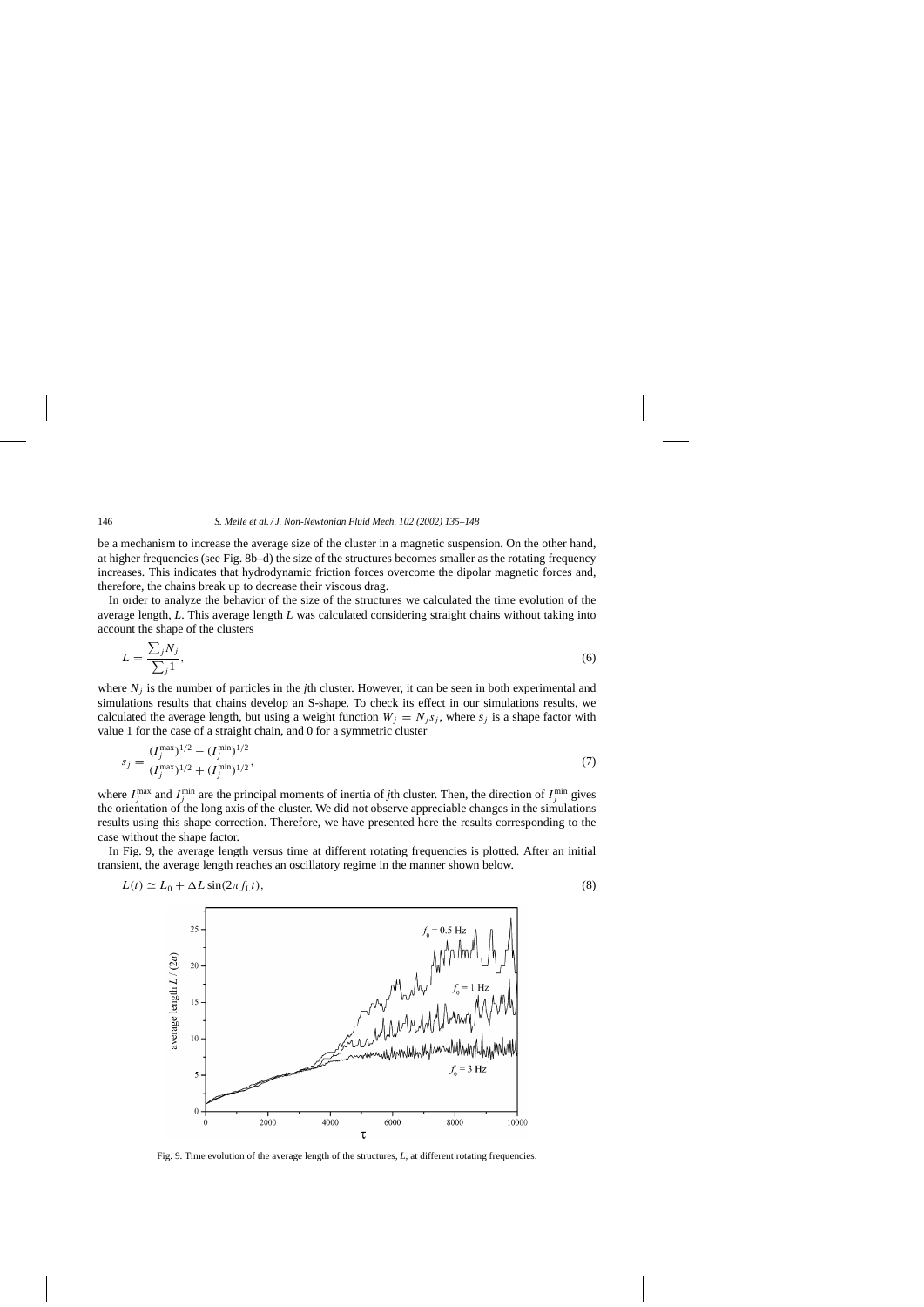be a mechanism to increase the average size of the cluster in a magnetic suspension. On the other hand, at higher frequencies (see Fig. 8b–d) the size of the structures becomes smaller as the rotating frequency increases. This indicates that hydrodynamic friction forces overcome the dipolar magnetic forces and, therefore, the chains break up to decrease their viscous drag.

In order to analyze the behavior of the size of the structures we calculated the time evolution of the average length, $L$. This average length $L$ was calculated considering straight chains without taking into account the shape of the clusters

$$L = \frac{\sum_j N_j}{\sum_j 1}, \tag{6}$$

where $N_j$ is the number of particles in the $j$th cluster. However, it can be seen in both experimental and simulations results that chains develop an S-shape. To check its effect in our simulations results, we calculated the average length, but using a weight function $W_j = N_j s_j$, where $s_j$ is a shape factor with value 1 for the case of a straight chain, and 0 for a symmetric cluster

$$s_j = \frac{(I_j^{\max})^{1/2} - (I_j^{\min})^{1/2}}{(I_j^{\max})^{1/2} + (I_j^{\min})^{1/2}}, \tag{7}$$

where $I_j^{\max}$ and $I_j^{\min}$ are the principal moments of inertia of $j$th cluster. Then, the direction of $I_j^{\min}$ gives the orientation of the long axis of the cluster. We did not observe appreciable changes in the simulations results using this shape correction. Therefore, we have presented here the results corresponding to the case without the shape factor.

In Fig. 9, the average length versus time at different rotating frequencies is plotted. After an initial transient, the average length reaches an oscillatory regime in the manner shown below.

$$L(t) \simeq L_0 + \Delta L \sin(2\pi f_L t), \tag{8}$$

Fig. 9. Time evolution of the average length of the structures, $L$, at different rotating frequencies.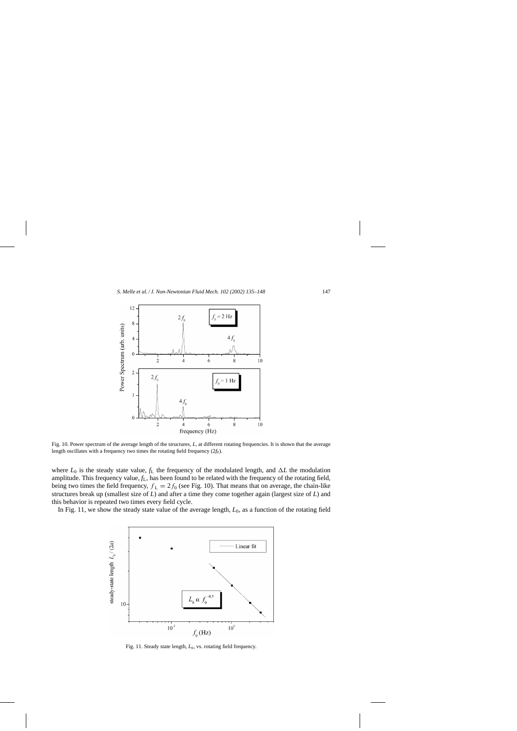Fig. 10. Power spectrum of the average length of the structures, $L$, at different rotating frequencies. It is shown that the average length oscillates with a frequency two times the rotating field frequency ($2f_0$).

where $L_0$ is the steady state value, $f_L$ the frequency of the modulated length, and $\Delta L$ the modulation amplitude. This frequency value, $f_L$, has been found to be related with the frequency of the rotating field, being two times the field frequency, $f_L = 2f_0$ (see Fig. 10). That means that on average, the chain-like structures break up (smallest size of $L$) and after a time they come together again (largest size of $L$) and this behavior is repeated two times every field cycle.

In Fig. 11, we show the steady state value of the average length, $L_0$, as a function of the rotating field

Fig. 11. Steady state length, $L_0$, vs. rotating field frequency.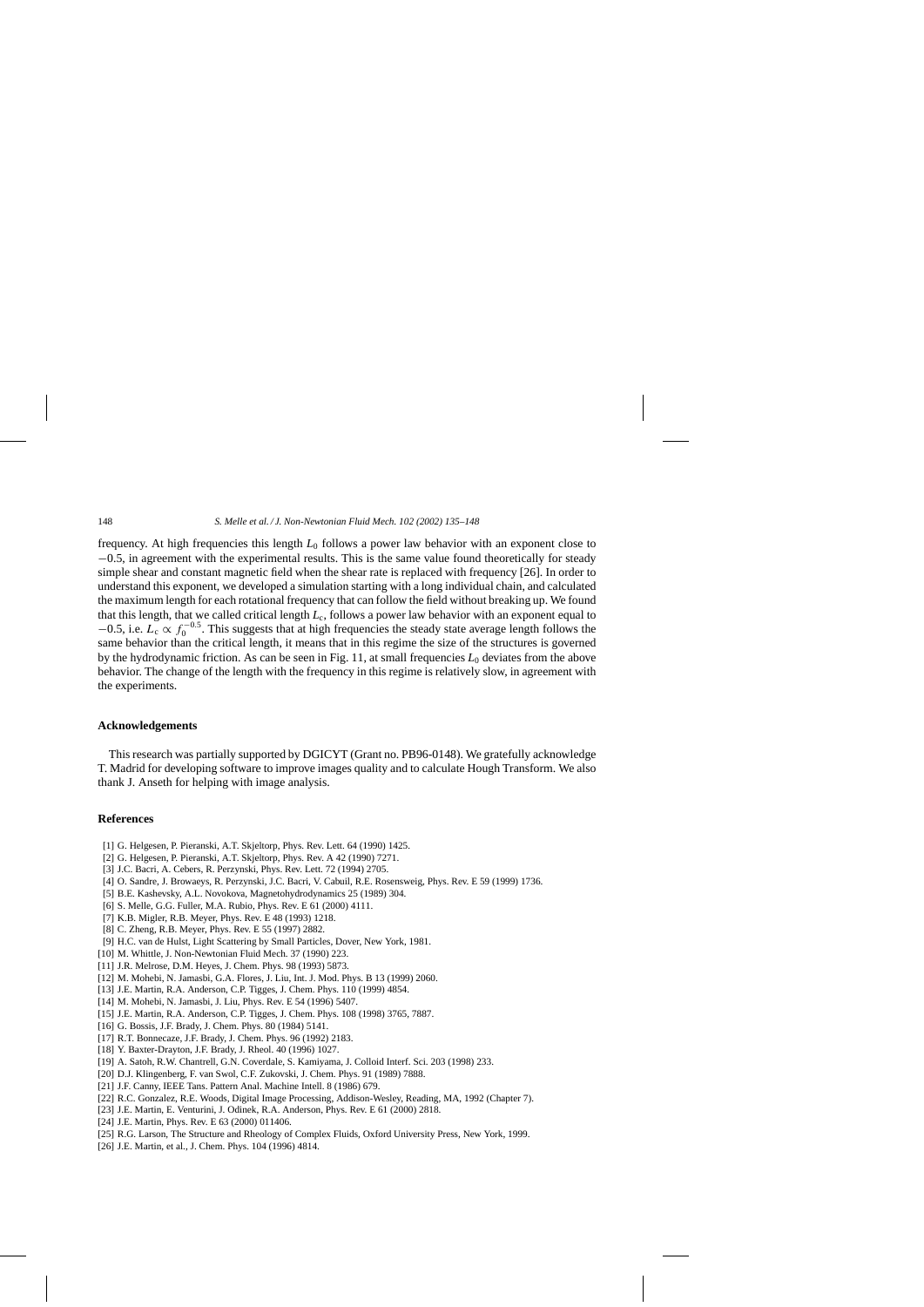frequency. At high frequencies this length $L_0$ follows a power law behavior with an exponent close to $-0.5$, in agreement with the experimental results. This is the same value found theoretically for steady simple shear and constant magnetic field when the shear rate is replaced with frequency [26]. In order to understand this exponent, we developed a simulation starting with a long individual chain, and calculated the maximum length for each rotational frequency that can follow the field without breaking up. We found that this length, that we called critical length $L_c$, follows a power law behavior with an exponent equal to $-0.5$, i.e. $L_c \propto f_0^{-0.5}$. This suggests that at high frequencies the steady state average length follows the same behavior than the critical length, it means that in this regime the size of the structures is governed by the hydrodynamic friction. As can be seen in Fig. 11, at small frequencies $L_0$ deviates from the above behavior. The change of the length with the frequency in this regime is relatively slow, in agreement with the experiments.

## Acknowledgements

This research was partially supported by DGICYT (Grant no. PB96-0148). We gratefully acknowledge T. Madrid for developing software to improve images quality and to calculate Hough Transform. We also thank J. Anseth for helping with image analysis.

## References

[1] G. Helgesen, P. Pieranski, A.T. Skjeltorp, Phys. Rev. Lett. 64 (1990) 1425.
[2] G. Helgesen, P. Pieranski, A.T. Skjeltorp, Phys. Rev. A 42 (1990) 7271.
[3] J.C. Bacri, A. Cebers, R. Perzynski, Phys. Rev. Lett. 72 (1994) 2705.
[4] O. Sandre, J. Browaeys, R. Perzynski, J.C. Bacri, V. Cabuil, R.E. Rosensweig, Phys. Rev. E 59 (1999) 1736.
[5] B.E. Kashevsky, A.L. Novokova, Magnetohydrodynamics 25 (1989) 304.
[6] S. Melle, G.G. Fuller, M.A. Rubio, Phys. Rev. E 61 (2000) 4111.
[7] K.B. Migler, R.B. Meyer, Phys. Rev. E 48 (1993) 1218.
[8] C. Zheng, R.B. Meyer, Phys. Rev. E 55 (1997) 2882.
[9] H.C. van de Hulst, Light Scattering by Small Particles, Dover, New York, 1981.
[10] M. Whittle, J. Non-Newtonian Fluid Mech. 37 (1990) 223.
[11] J.R. Melrose, D.M. Heyes, J. Chem. Phys. 98 (1993) 5873.
[12] M. Mohebi, N. Jamasbi, G.A. Flores, J. Liu, Int. J. Mod. Phys. B 13 (1999) 2060.
[13] J.E. Martin, R.A. Anderson, C.P. Tigges, J. Chem. Phys. 110 (1999) 4854.
[14] M. Mohebi, N. Jamasbi, J. Liu, Phys. Rev. E 54 (1996) 5407.
[15] J.E. Martin, R.A. Anderson, C.P. Tigges, J. Chem. Phys. 108 (1998) 3765, 7887.
[16] G. Bossis, J.F. Brady, J. Chem. Phys. 80 (1984) 5141.
[17] R.T. Bonnecaze, J.F. Brady, J. Chem. Phys. 96 (1992) 2183.
[18] Y. Baxter-Drayton, J.F. Brady, J. Rheol. 40 (1996) 1027.
[19] A. Satoh, R.W. Chantrell, G.N. Coverdale, S. Kamiyama, J. Colloid Interf. Sci. 203 (1998) 233.
[20] D.J. Klingenberg, F. van Swol, C.F. Zukovski, J. Chem. Phys. 91 (1989) 7888.
[21] J.F. Canny, IEEE Tans. Pattern Anal. Machine Intell. 8 (1986) 679.
[22] R.C. Gonzalez, R.E. Woods, Digital Image Processing, Addison-Wesley, Reading, MA, 1992 (Chapter 7).
[23] J.E. Martin, E. Venturini, J. Odinek, R.A. Anderson, Phys. Rev. E 61 (2000) 2818.
[24] J.E. Martin, Phys. Rev. E 63 (2000) 011406.
[25] R.G. Larson, The Structure and Rheology of Complex Fluids, Oxford University Press, New York, 1999.
[26] J.E. Martin, et al., J. Chem. Phys. 104 (1996) 4814.